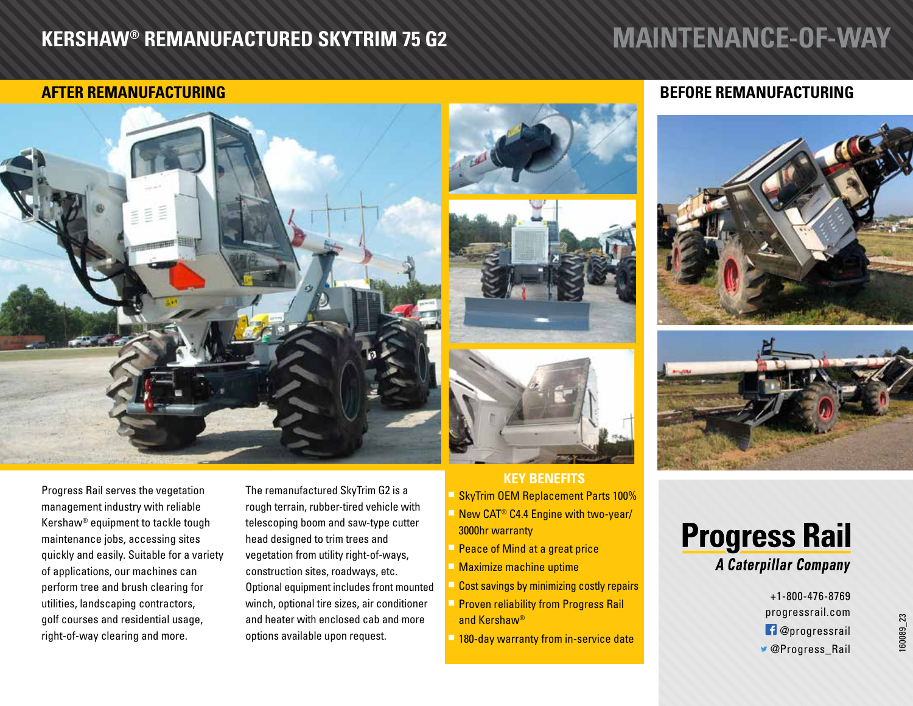# KERSHAW® REMANUFACTURED SKYTRIM 75 G2

## MAINTENANCE-OF-WAY

### AFTER REMANUFACTURING

### BEFORE REMANUFACTURING

Progress Rail serves the vegetation management industry with reliable Kershaw® equipment to tackle tough maintenance jobs, accessing sites quickly and easily. Suitable for a variety of applications, our machines can perform tree and brush clearing for utilities, landscaping contractors, golf courses and residential usage, right-of-way clearing and more.

The remanufactured SkyTrim G2 is a rough terrain, rubber-tired vehicle with telescoping boom and saw-type cutter head designed to trim trees and vegetation from utility right-of-ways, construction sites, roadways, etc. Optional equipment includes front mounted winch, optional tire sizes, air conditioner and heater with enclosed cab and more options available upon request.

### KEY BENEFITS

- SkyTrim OEM Replacement Parts 100%
- New CAT® C4.4 Engine with two-year/3000hr warranty
- Peace of Mind at a great price
- Maximize machine uptime
- Cost savings by minimizing costly repairs
- Proven reliability from Progress Rail and Kershaw®
- 180-day warranty from in-service date

**Progress Rail**
*A Caterpillar Company*

+1-800-476-8769
progressrail.com
@progressrail
@Progress_Rail

160089_23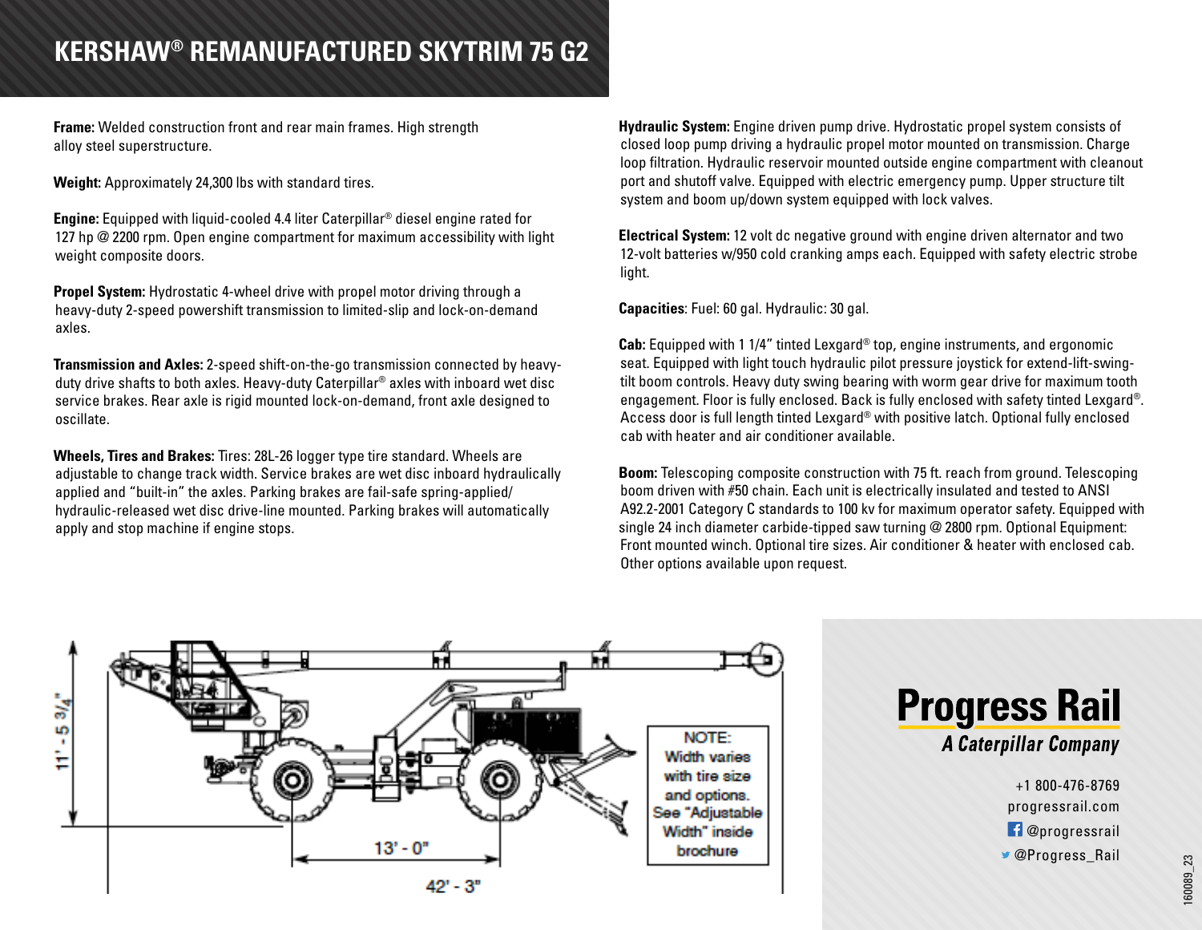# KERSHAW® REMANUFACTURED SKYTRIM 75 G2

**Frame:** Welded construction front and rear main frames. High strength alloy steel superstructure.

**Weight:** Approximately 24,300 lbs with standard tires.

**Engine:** Equipped with liquid-cooled 4.4 liter Caterpillar® diesel engine rated for 127 hp @ 2200 rpm. Open engine compartment for maximum accessibility with light weight composite doors.

**Propel System:** Hydrostatic 4-wheel drive with propel motor driving through a heavy-duty 2-speed powershift transmission to limited-slip and lock-on-demand axles.

**Transmission and Axles:** 2-speed shift-on-the-go transmission connected by heavy-duty drive shafts to both axles. Heavy-duty Caterpillar® axles with inboard wet disc service brakes. Rear axle is rigid mounted lock-on-demand, front axle designed to oscillate.

**Wheels, Tires and Brakes:** Tires: 28L-26 logger type tire standard. Wheels are adjustable to change track width. Service brakes are wet disc inboard hydraulically applied and "built-in" the axles. Parking brakes are fail-safe spring-applied/hydraulic-released wet disc drive-line mounted. Parking brakes will automatically apply and stop machine if engine stops.

**Hydraulic System:** Engine driven pump drive. Hydrostatic propel system consists of closed loop pump driving a hydraulic propel motor mounted on transmission. Charge loop filtration. Hydraulic reservoir mounted outside engine compartment with cleanout port and shutoff valve. Equipped with electric emergency pump. Upper structure tilt system and boom up/down system equipped with lock valves.

**Electrical System:** 12 volt dc negative ground with engine driven alternator and two 12-volt batteries w/950 cold cranking amps each. Equipped with safety electric strobe light.

**Capacities**: Fuel: 60 gal. Hydraulic: 30 gal.

**Cab:** Equipped with 1 1/4" tinted Lexgard® top, engine instruments, and ergonomic seat. Equipped with light touch hydraulic pilot pressure joystick for extend-lift-swing-tilt boom controls. Heavy duty swing bearing with worm gear drive for maximum tooth engagement. Floor is fully enclosed. Back is fully enclosed with safety tinted Lexgard®. Access door is full length tinted Lexgard® with positive latch. Optional fully enclosed cab with heater and air conditioner available.

**Boom:** Telescoping composite construction with 75 ft. reach from ground. Telescoping boom driven with #50 chain. Each unit is electrically insulated and tested to ANSI A92.2-2001 Category C standards to 100 kv for maximum operator safety. Equipped with single 24 inch diameter carbide-tipped saw turning @ 2800 rpm. Optional Equipment: Front mounted winch. Optional tire sizes. Air conditioner & heater with enclosed cab. Other options available upon request.

11' - 5 3/4"

13' - 0"

42' - 3"

NOTE: Width varies with tire size and options. See "Adjustable Width" inside brochure

**Progress Rail**

*A Caterpillar Company*

+1 800-476-8769

progressrail.com

@progressrail

@Progress_Rail

160089_23